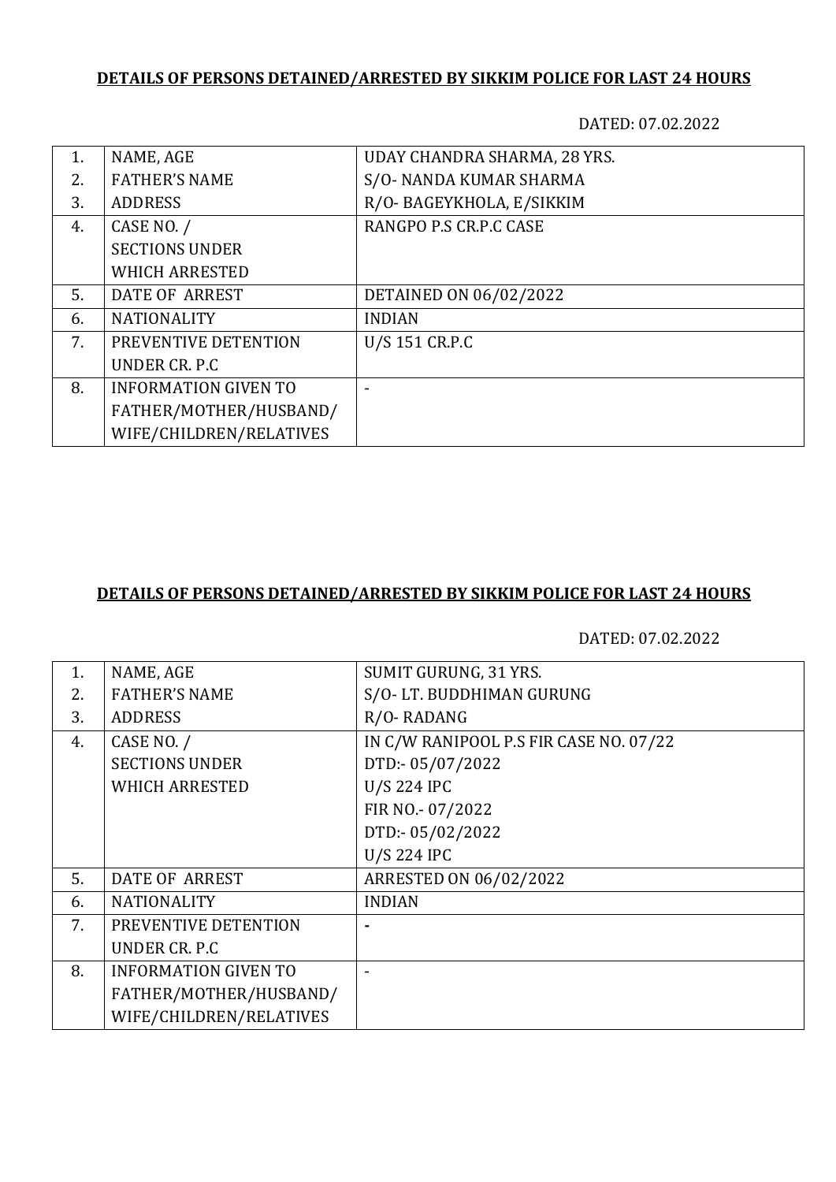**DETAILS OF PERSONS DETAINED/ARRESTED BY SIKKIM POLICE FOR LAST 24 HOURS**

DATED: 07.02.2022

| | | |
|---|---|---|
| 1. | NAME, AGE | UDAY CHANDRA SHARMA, 28 YRS. |
| 2. | FATHER'S NAME | S/O- NANDA KUMAR SHARMA |
| 3. | ADDRESS | R/O- BAGEYKHOLA, E/SIKKIM |
| 4. | CASE NO. / SECTIONS UNDER WHICH ARRESTED | RANGPO P.S CR.P.C CASE |
| 5. | DATE OF ARREST | DETAINED ON 06/02/2022 |
| 6. | NATIONALITY | INDIAN |
| 7. | PREVENTIVE DETENTION UNDER CR. P.C | U/S 151 CR.P.C |
| 8. | INFORMATION GIVEN TO FATHER/MOTHER/HUSBAND/ WIFE/CHILDREN/RELATIVES | - |

**DETAILS OF PERSONS DETAINED/ARRESTED BY SIKKIM POLICE FOR LAST 24 HOURS**

DATED: 07.02.2022

| | | |
|---|---|---|
| 1. | NAME, AGE | SUMIT GURUNG, 31 YRS. |
| 2. | FATHER'S NAME | S/O- LT. BUDDHIMAN GURUNG |
| 3. | ADDRESS | R/O- RADANG |
| 4. | CASE NO. / SECTIONS UNDER WHICH ARRESTED | IN C/W RANIPOOL P.S FIR CASE NO. 07/22<br>DTD:- 05/07/2022<br>U/S 224 IPC<br>FIR NO.- 07/2022<br>DTD:- 05/02/2022<br>U/S 224 IPC |
| 5. | DATE OF ARREST | ARRESTED ON 06/02/2022 |
| 6. | NATIONALITY | INDIAN |
| 7. | PREVENTIVE DETENTION UNDER CR. P.C | - |
| 8. | INFORMATION GIVEN TO FATHER/MOTHER/HUSBAND/ WIFE/CHILDREN/RELATIVES | - |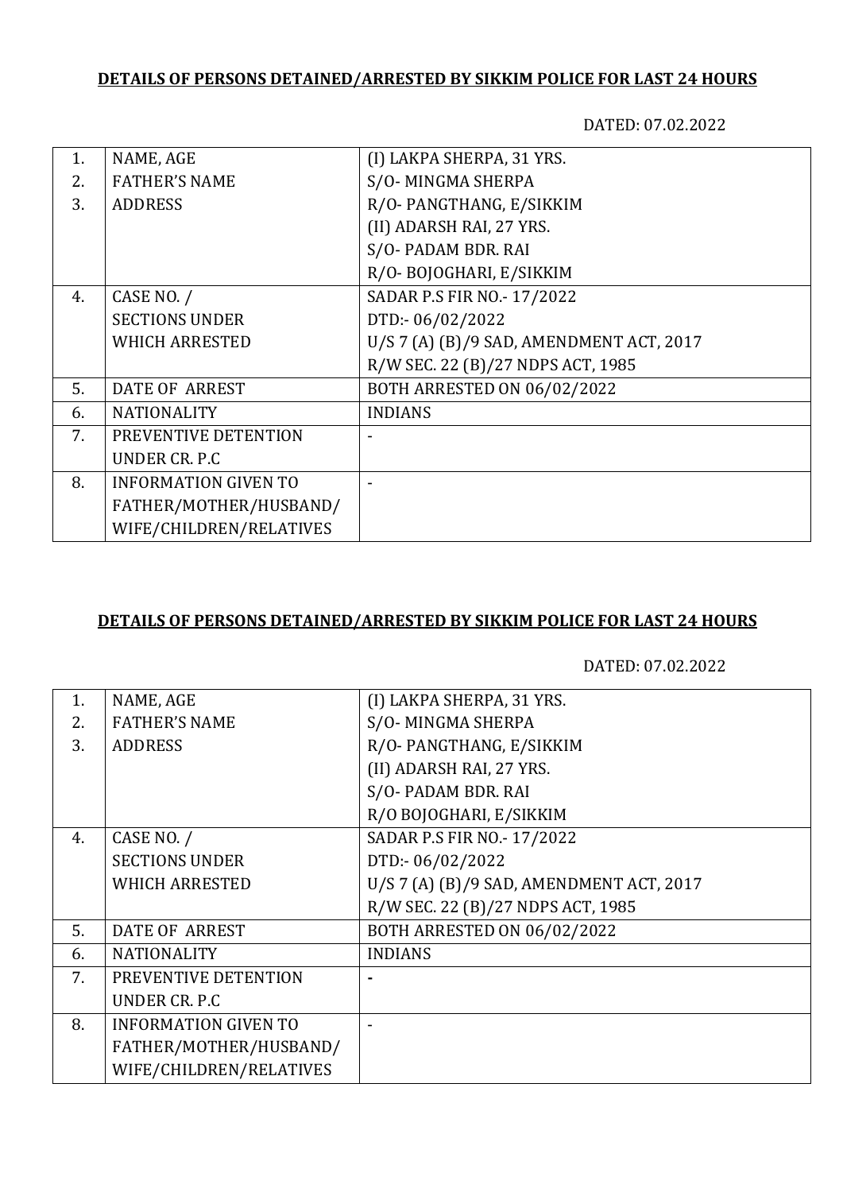**DETAILS OF PERSONS DETAINED/ARRESTED BY SIKKIM POLICE FOR LAST 24 HOURS**

DATED: 07.02.2022

| | | |
|---|---|---|
| 1.<br>2.<br>3. | NAME, AGE<br>FATHER'S NAME<br>ADDRESS | (I) LAKPA SHERPA, 31 YRS.<br>S/O- MINGMA SHERPA<br>R/O- PANGTHANG, E/SIKKIM<br>(II) ADARSH RAI, 27 YRS.<br>S/O- PADAM BDR. RAI<br>R/O- BOJOGHARI, E/SIKKIM |
| 4. | CASE NO. /<br>SECTIONS UNDER<br>WHICH ARRESTED | SADAR P.S FIR NO.- 17/2022<br>DTD:- 06/02/2022<br>U/S 7 (A) (B)/9 SAD, AMENDMENT ACT, 2017<br>R/W SEC. 22 (B)/27 NDPS ACT, 1985 |
| 5. | DATE OF ARREST | BOTH ARRESTED ON 06/02/2022 |
| 6. | NATIONALITY | INDIANS |
| 7. | PREVENTIVE DETENTION<br>UNDER CR. P.C | - |
| 8. | INFORMATION GIVEN TO<br>FATHER/MOTHER/HUSBAND/<br>WIFE/CHILDREN/RELATIVES | - |

**DETAILS OF PERSONS DETAINED/ARRESTED BY SIKKIM POLICE FOR LAST 24 HOURS**

DATED: 07.02.2022

| | | |
|---|---|---|
| 1.<br>2.<br>3. | NAME, AGE<br>FATHER'S NAME<br>ADDRESS | (I) LAKPA SHERPA, 31 YRS.<br>S/O- MINGMA SHERPA<br>R/O- PANGTHANG, E/SIKKIM<br>(II) ADARSH RAI, 27 YRS.<br>S/O- PADAM BDR. RAI<br>R/O BOJOGHARI, E/SIKKIM |
| 4. | CASE NO. /<br>SECTIONS UNDER<br>WHICH ARRESTED | SADAR P.S FIR NO.- 17/2022<br>DTD:- 06/02/2022<br>U/S 7 (A) (B)/9 SAD, AMENDMENT ACT, 2017<br>R/W SEC. 22 (B)/27 NDPS ACT, 1985 |
| 5. | DATE OF ARREST | BOTH ARRESTED ON 06/02/2022 |
| 6. | NATIONALITY | INDIANS |
| 7. | PREVENTIVE DETENTION<br>UNDER CR. P.C | - |
| 8. | INFORMATION GIVEN TO<br>FATHER/MOTHER/HUSBAND/<br>WIFE/CHILDREN/RELATIVES | - |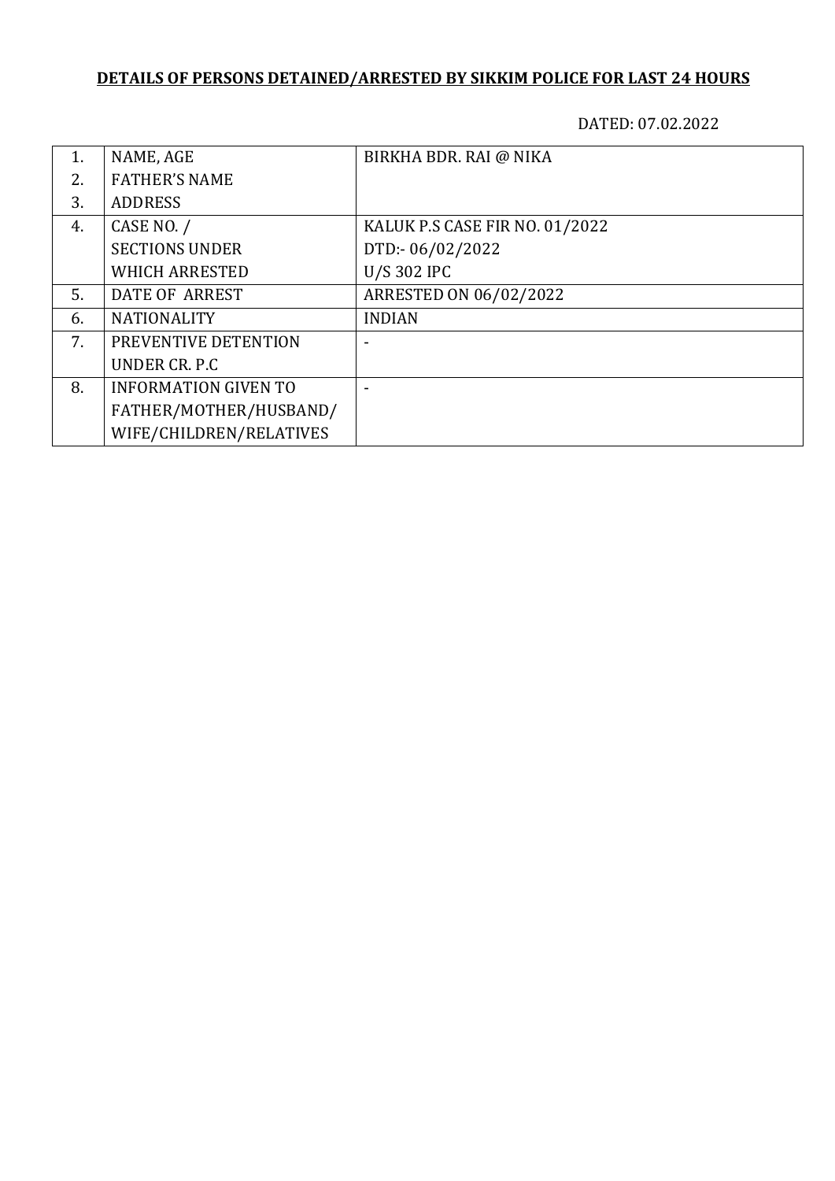**DETAILS OF PERSONS DETAINED/ARRESTED BY SIKKIM POLICE FOR LAST 24 HOURS**

DATED: 07.02.2022

| | | |
|---|---|---|
| 1.<br>2.<br>3. | NAME, AGE<br>FATHER'S NAME<br>ADDRESS | BIRKHA BDR. RAI @ NIKA |
| 4. | CASE NO. /<br>SECTIONS UNDER<br>WHICH ARRESTED | KALUK P.S CASE FIR NO. 01/2022<br>DTD:- 06/02/2022<br>U/S 302 IPC |
| 5. | DATE OF ARREST | ARRESTED ON 06/02/2022 |
| 6. | NATIONALITY | INDIAN |
| 7. | PREVENTIVE DETENTION<br>UNDER CR. P.C | - |
| 8. | INFORMATION GIVEN TO<br>FATHER/MOTHER/HUSBAND/<br>WIFE/CHILDREN/RELATIVES | - |